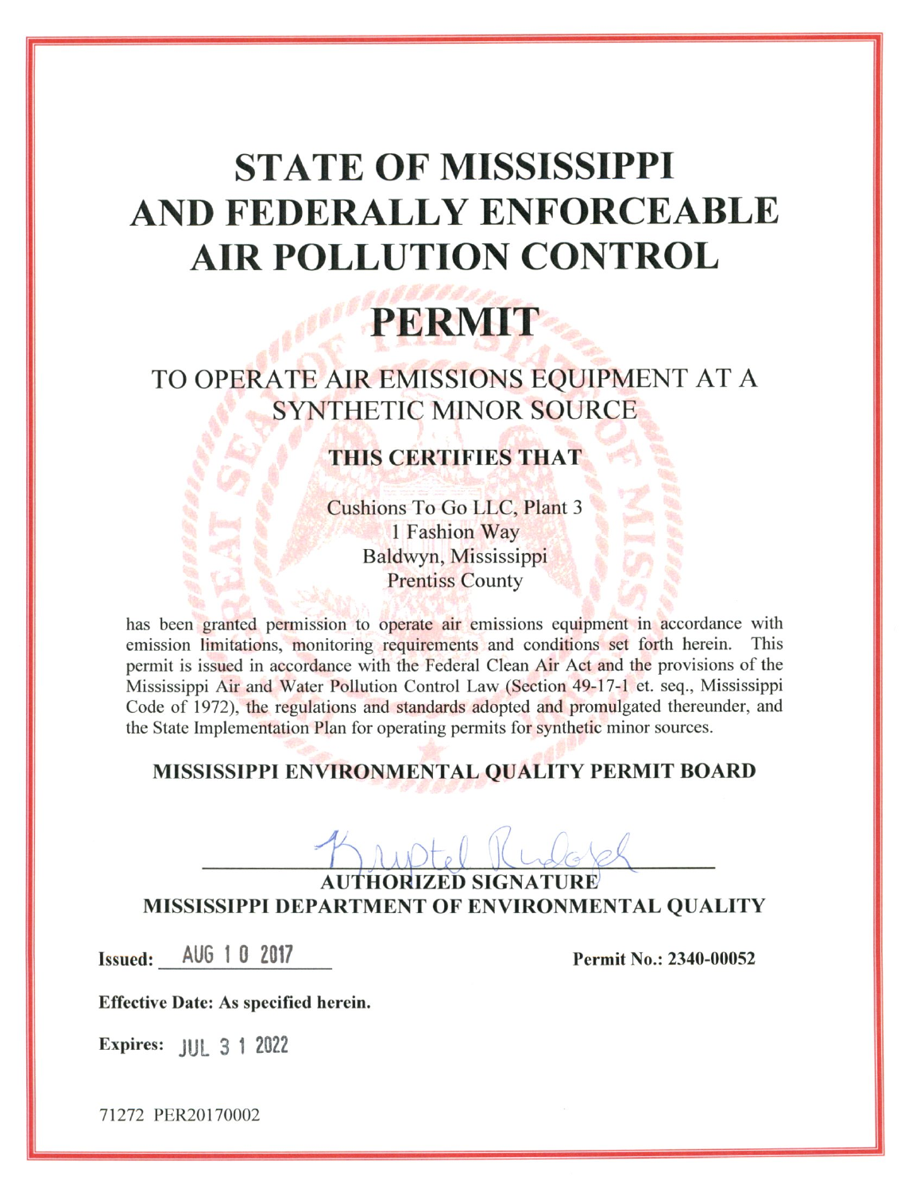# STATE OF MISSISSIPPI AND FEDERALLY ENFORCEABLE AIR POLLUTION CONTROL

# PERMIT

## TO OPERATE AIR EMISSIONS EQUIPMENT AT A SYNTHETIC MINOR SOURCE

**THIS CERTIFIES THAT**

Cushions To Go LLC, Plant 3
1 Fashion Way
Baldwyn, Mississippi
Prentiss County

has been granted permission to operate air emissions equipment in accordance with emission limitations, monitoring requirements and conditions set forth herein. This permit is issued in accordance with the Federal Clean Air Act and the provisions of the Mississippi Air and Water Pollution Control Law (Section 49-17-1 et. seq., Mississippi Code of 1972), the regulations and standards adopted and promulgated thereunder, and the State Implementation Plan for operating permits for synthetic minor sources.

**MISSISSIPPI ENVIRONMENTAL QUALITY PERMIT BOARD**

Krystal Rudolph

**AUTHORIZED SIGNATURE**
**MISSISSIPPI DEPARTMENT OF ENVIRONMENTAL QUALITY**

**Issued:** AUG 10 2017

**Permit No.:** 2340-00052

**Effective Date: As specified herein.**

**Expires:** JUL 31 2022

71272 PER20170002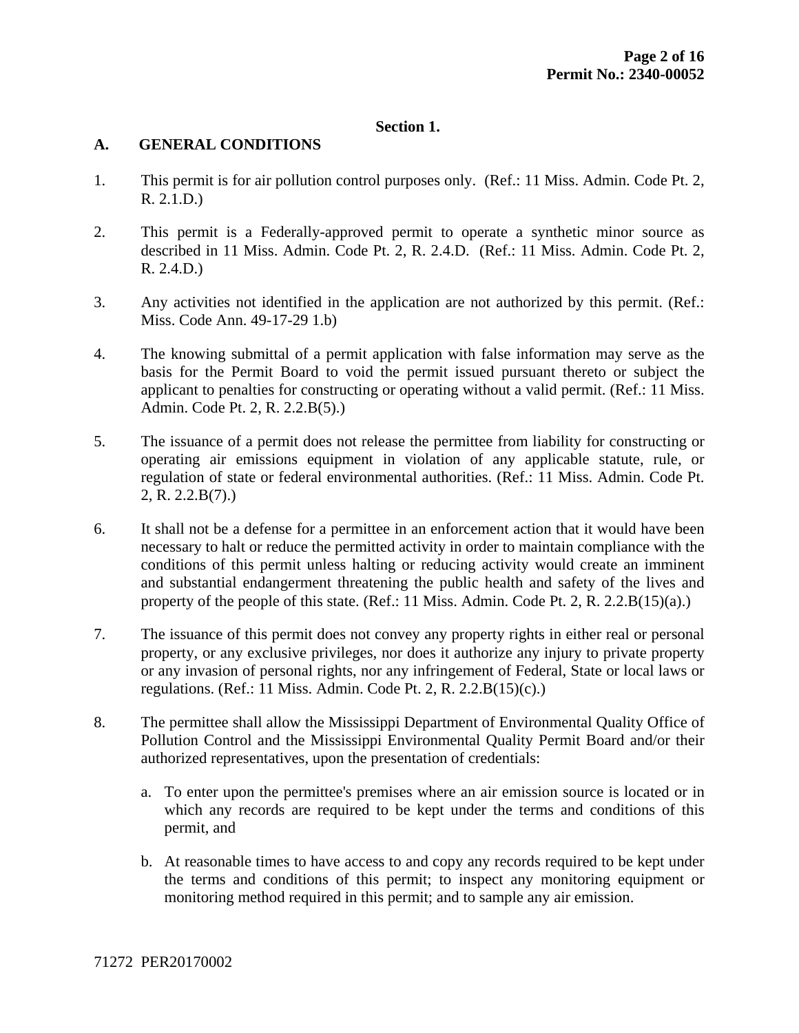## Section 1.

### A. GENERAL CONDITIONS

1. This permit is for air pollution control purposes only. (Ref.: 11 Miss. Admin. Code Pt. 2, R. 2.1.D.)

2. This permit is a Federally-approved permit to operate a synthetic minor source as described in 11 Miss. Admin. Code Pt. 2, R. 2.4.D. (Ref.: 11 Miss. Admin. Code Pt. 2, R. 2.4.D.)

3. Any activities not identified in the application are not authorized by this permit. (Ref.: Miss. Code Ann. 49-17-29 1.b)

4. The knowing submittal of a permit application with false information may serve as the basis for the Permit Board to void the permit issued pursuant thereto or subject the applicant to penalties for constructing or operating without a valid permit. (Ref.: 11 Miss. Admin. Code Pt. 2, R. 2.2.B(5).)

5. The issuance of a permit does not release the permittee from liability for constructing or operating air emissions equipment in violation of any applicable statute, rule, or regulation of state or federal environmental authorities. (Ref.: 11 Miss. Admin. Code Pt. 2, R. 2.2.B(7).)

6. It shall not be a defense for a permittee in an enforcement action that it would have been necessary to halt or reduce the permitted activity in order to maintain compliance with the conditions of this permit unless halting or reducing activity would create an imminent and substantial endangerment threatening the public health and safety of the lives and property of the people of this state. (Ref.: 11 Miss. Admin. Code Pt. 2, R. 2.2.B(15)(a).)

7. The issuance of this permit does not convey any property rights in either real or personal property, or any exclusive privileges, nor does it authorize any injury to private property or any invasion of personal rights, nor any infringement of Federal, State or local laws or regulations. (Ref.: 11 Miss. Admin. Code Pt. 2, R. 2.2.B(15)(c).)

8. The permittee shall allow the Mississippi Department of Environmental Quality Office of Pollution Control and the Mississippi Environmental Quality Permit Board and/or their authorized representatives, upon the presentation of credentials:

   a. To enter upon the permittee's premises where an air emission source is located or in which any records are required to be kept under the terms and conditions of this permit, and

   b. At reasonable times to have access to and copy any records required to be kept under the terms and conditions of this permit; to inspect any monitoring equipment or monitoring method required in this permit; and to sample any air emission.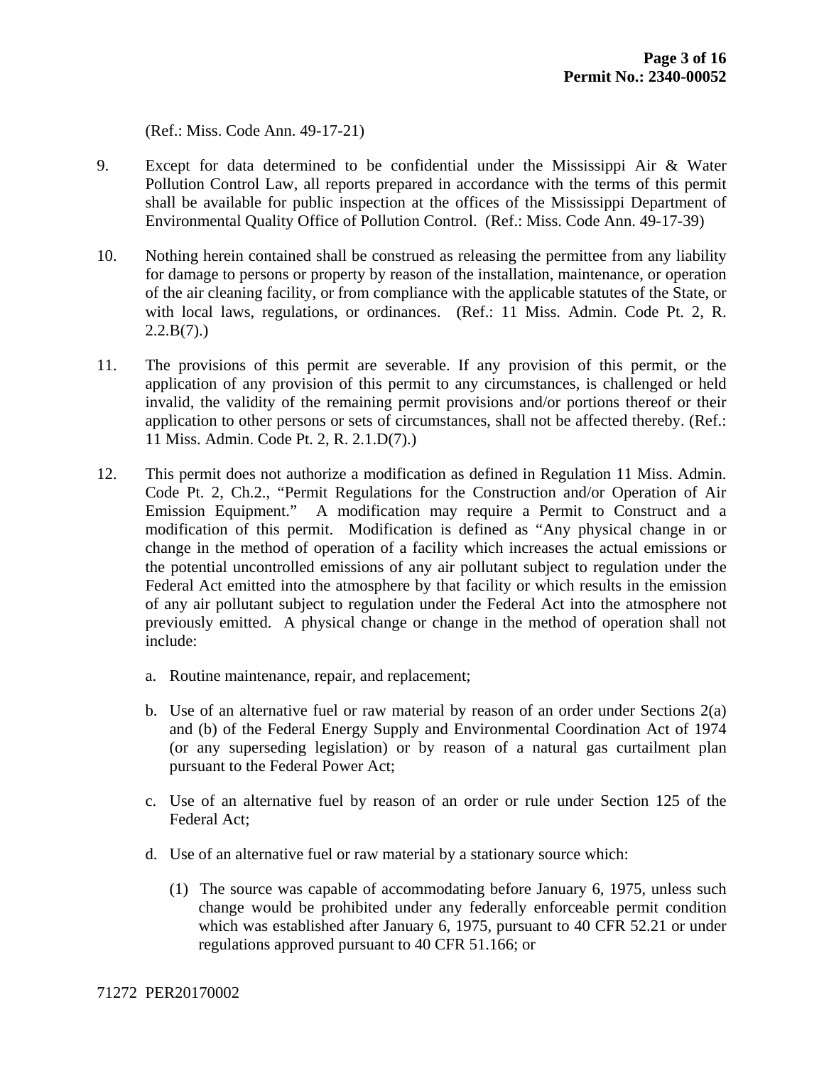(Ref.: Miss. Code Ann. 49-17-21)

9. Except for data determined to be confidential under the Mississippi Air & Water Pollution Control Law, all reports prepared in accordance with the terms of this permit shall be available for public inspection at the offices of the Mississippi Department of Environmental Quality Office of Pollution Control. (Ref.: Miss. Code Ann. 49-17-39)

10. Nothing herein contained shall be construed as releasing the permittee from any liability for damage to persons or property by reason of the installation, maintenance, or operation of the air cleaning facility, or from compliance with the applicable statutes of the State, or with local laws, regulations, or ordinances. (Ref.: 11 Miss. Admin. Code Pt. 2, R. 2.2.B(7).)

11. The provisions of this permit are severable. If any provision of this permit, or the application of any provision of this permit to any circumstances, is challenged or held invalid, the validity of the remaining permit provisions and/or portions thereof or their application to other persons or sets of circumstances, shall not be affected thereby. (Ref.: 11 Miss. Admin. Code Pt. 2, R. 2.1.D(7).)

12. This permit does not authorize a modification as defined in Regulation 11 Miss. Admin. Code Pt. 2, Ch.2., "Permit Regulations for the Construction and/or Operation of Air Emission Equipment." A modification may require a Permit to Construct and a modification of this permit. Modification is defined as "Any physical change in or change in the method of operation of a facility which increases the actual emissions or the potential uncontrolled emissions of any air pollutant subject to regulation under the Federal Act emitted into the atmosphere by that facility or which results in the emission of any air pollutant subject to regulation under the Federal Act into the atmosphere not previously emitted. A physical change or change in the method of operation shall not include:

    a. Routine maintenance, repair, and replacement;

    b. Use of an alternative fuel or raw material by reason of an order under Sections 2(a) and (b) of the Federal Energy Supply and Environmental Coordination Act of 1974 (or any superseding legislation) or by reason of a natural gas curtailment plan pursuant to the Federal Power Act;

    c. Use of an alternative fuel by reason of an order or rule under Section 125 of the Federal Act;

    d. Use of an alternative fuel or raw material by a stationary source which:

        (1) The source was capable of accommodating before January 6, 1975, unless such change would be prohibited under any federally enforceable permit condition which was established after January 6, 1975, pursuant to 40 CFR 52.21 or under regulations approved pursuant to 40 CFR 51.166; or

71272 PER20170002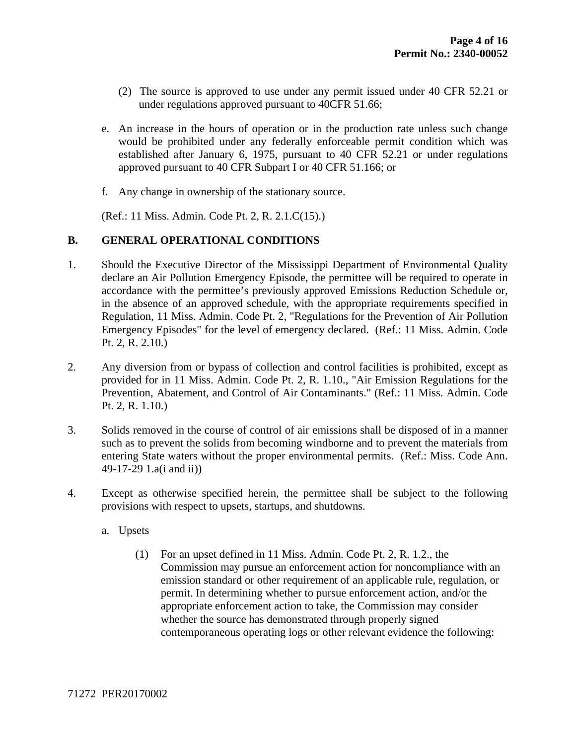(2) The source is approved to use under any permit issued under 40 CFR 52.21 or under regulations approved pursuant to 40CFR 51.66;

e. An increase in the hours of operation or in the production rate unless such change would be prohibited under any federally enforceable permit condition which was established after January 6, 1975, pursuant to 40 CFR 52.21 or under regulations approved pursuant to 40 CFR Subpart I or 40 CFR 51.166; or

f. Any change in ownership of the stationary source.

(Ref.: 11 Miss. Admin. Code Pt. 2, R. 2.1.C(15).)

## B. GENERAL OPERATIONAL CONDITIONS

1. Should the Executive Director of the Mississippi Department of Environmental Quality declare an Air Pollution Emergency Episode, the permittee will be required to operate in accordance with the permittee's previously approved Emissions Reduction Schedule or, in the absence of an approved schedule, with the appropriate requirements specified in Regulation, 11 Miss. Admin. Code Pt. 2, "Regulations for the Prevention of Air Pollution Emergency Episodes" for the level of emergency declared. (Ref.: 11 Miss. Admin. Code Pt. 2, R. 2.10.)

2. Any diversion from or bypass of collection and control facilities is prohibited, except as provided for in 11 Miss. Admin. Code Pt. 2, R. 1.10., "Air Emission Regulations for the Prevention, Abatement, and Control of Air Contaminants." (Ref.: 11 Miss. Admin. Code Pt. 2, R. 1.10.)

3. Solids removed in the course of control of air emissions shall be disposed of in a manner such as to prevent the solids from becoming windborne and to prevent the materials from entering State waters without the proper environmental permits. (Ref.: Miss. Code Ann. 49-17-29 1.a(i and ii))

4. Except as otherwise specified herein, the permittee shall be subject to the following provisions with respect to upsets, startups, and shutdowns.

   a. Upsets

      (1) For an upset defined in 11 Miss. Admin. Code Pt. 2, R. 1.2., the Commission may pursue an enforcement action for noncompliance with an emission standard or other requirement of an applicable rule, regulation, or permit. In determining whether to pursue enforcement action, and/or the appropriate enforcement action to take, the Commission may consider whether the source has demonstrated through properly signed contemporaneous operating logs or other relevant evidence the following:

71272 PER20170002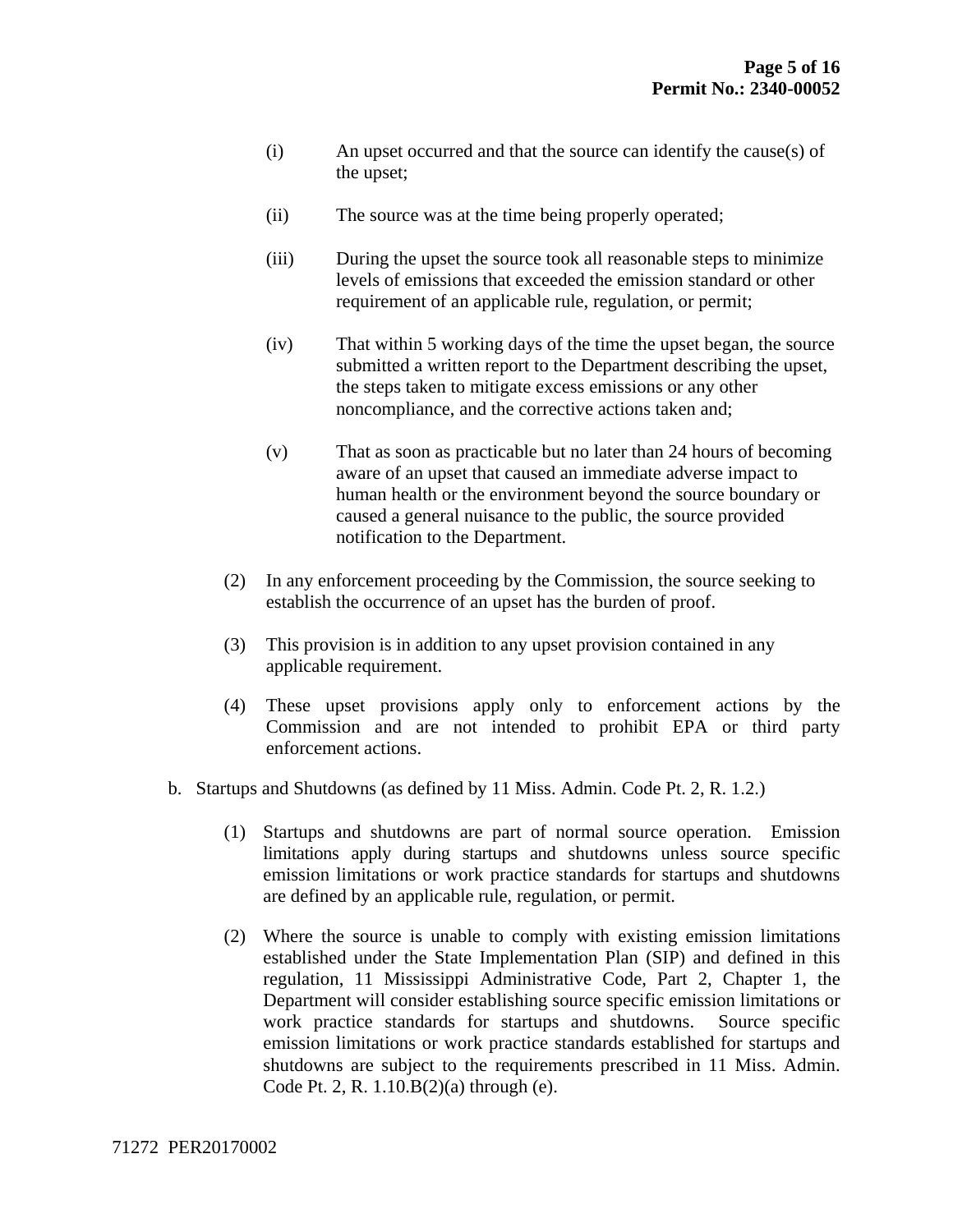(i) An upset occurred and that the source can identify the cause(s) of the upset;

(ii) The source was at the time being properly operated;

(iii) During the upset the source took all reasonable steps to minimize levels of emissions that exceeded the emission standard or other requirement of an applicable rule, regulation, or permit;

(iv) That within 5 working days of the time the upset began, the source submitted a written report to the Department describing the upset, the steps taken to mitigate excess emissions or any other noncompliance, and the corrective actions taken and;

(v) That as soon as practicable but no later than 24 hours of becoming aware of an upset that caused an immediate adverse impact to human health or the environment beyond the source boundary or caused a general nuisance to the public, the source provided notification to the Department.

(2) In any enforcement proceeding by the Commission, the source seeking to establish the occurrence of an upset has the burden of proof.

(3) This provision is in addition to any upset provision contained in any applicable requirement.

(4) These upset provisions apply only to enforcement actions by the Commission and are not intended to prohibit EPA or third party enforcement actions.

b. Startups and Shutdowns (as defined by 11 Miss. Admin. Code Pt. 2, R. 1.2.)

(1) Startups and shutdowns are part of normal source operation. Emission limitations apply during startups and shutdowns unless source specific emission limitations or work practice standards for startups and shutdowns are defined by an applicable rule, regulation, or permit.

(2) Where the source is unable to comply with existing emission limitations established under the State Implementation Plan (SIP) and defined in this regulation, 11 Mississippi Administrative Code, Part 2, Chapter 1, the Department will consider establishing source specific emission limitations or work practice standards for startups and shutdowns. Source specific emission limitations or work practice standards established for startups and shutdowns are subject to the requirements prescribed in 11 Miss. Admin. Code Pt. 2, R. 1.10.B(2)(a) through (e).

71272 PER20170002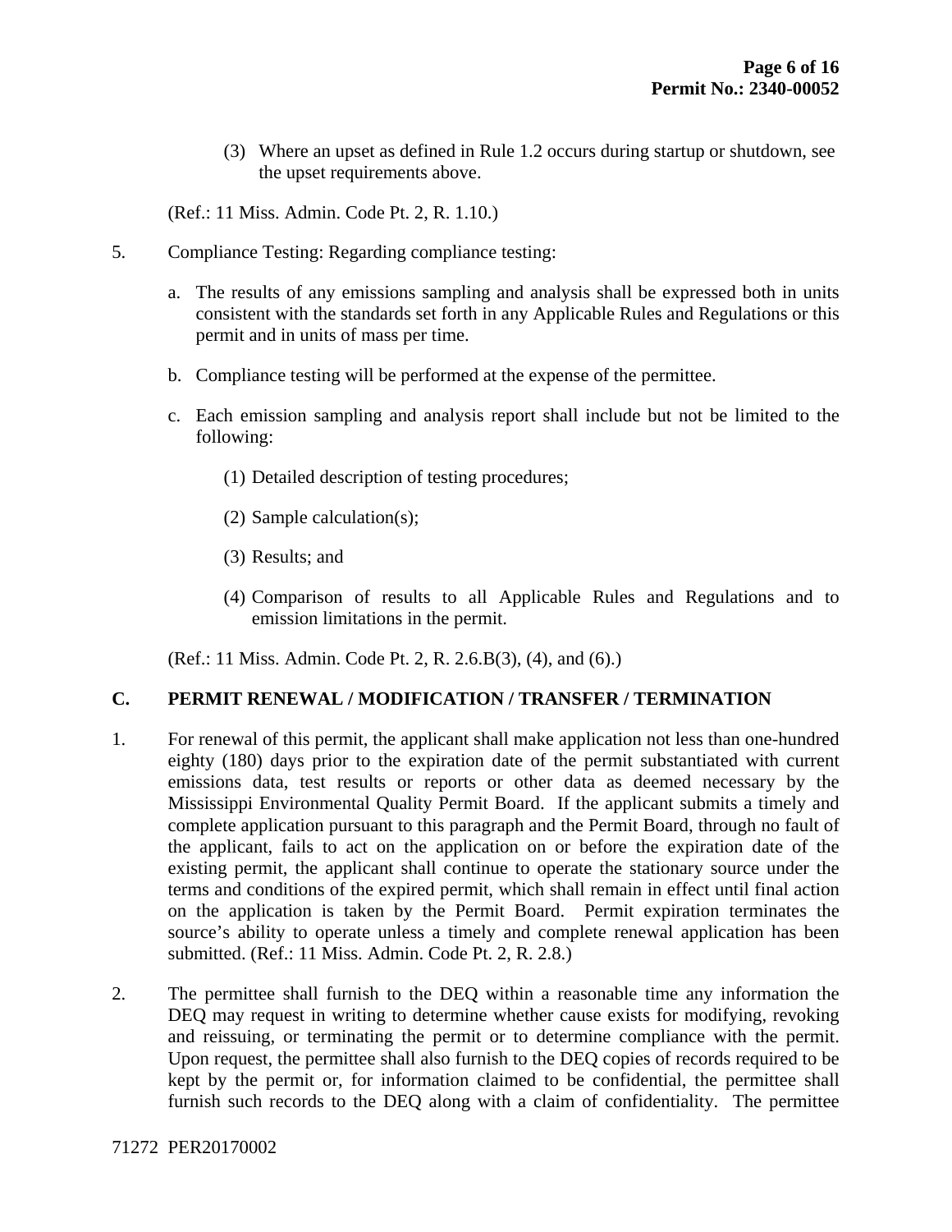(3) Where an upset as defined in Rule 1.2 occurs during startup or shutdown, see the upset requirements above.

(Ref.: 11 Miss. Admin. Code Pt. 2, R. 1.10.)

5. Compliance Testing: Regarding compliance testing:

   a. The results of any emissions sampling and analysis shall be expressed both in units consistent with the standards set forth in any Applicable Rules and Regulations or this permit and in units of mass per time.

   b. Compliance testing will be performed at the expense of the permittee.

   c. Each emission sampling and analysis report shall include but not be limited to the following:

      (1) Detailed description of testing procedures;

      (2) Sample calculation(s);

      (3) Results; and

      (4) Comparison of results to all Applicable Rules and Regulations and to emission limitations in the permit.

   (Ref.: 11 Miss. Admin. Code Pt. 2, R. 2.6.B(3), (4), and (6).)

## C. PERMIT RENEWAL / MODIFICATION / TRANSFER / TERMINATION

1. For renewal of this permit, the applicant shall make application not less than one-hundred eighty (180) days prior to the expiration date of the permit substantiated with current emissions data, test results or reports or other data as deemed necessary by the Mississippi Environmental Quality Permit Board. If the applicant submits a timely and complete application pursuant to this paragraph and the Permit Board, through no fault of the applicant, fails to act on the application on or before the expiration date of the existing permit, the applicant shall continue to operate the stationary source under the terms and conditions of the expired permit, which shall remain in effect until final action on the application is taken by the Permit Board. Permit expiration terminates the source's ability to operate unless a timely and complete renewal application has been submitted. (Ref.: 11 Miss. Admin. Code Pt. 2, R. 2.8.)

2. The permittee shall furnish to the DEQ within a reasonable time any information the DEQ may request in writing to determine whether cause exists for modifying, revoking and reissuing, or terminating the permit or to determine compliance with the permit. Upon request, the permittee shall also furnish to the DEQ copies of records required to be kept by the permit or, for information claimed to be confidential, the permittee shall furnish such records to the DEQ along with a claim of confidentiality. The permittee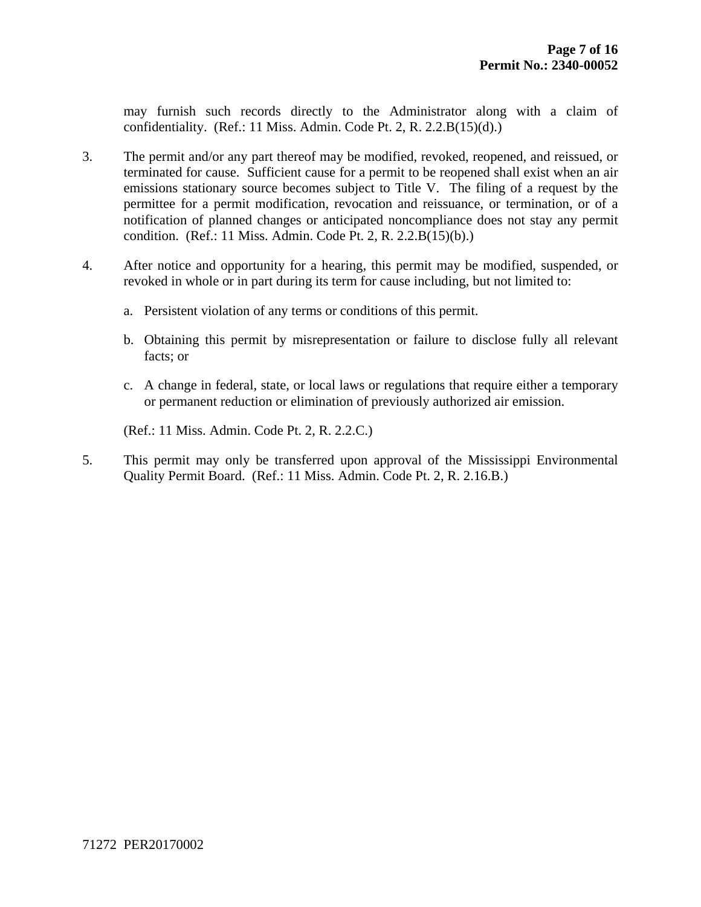may furnish such records directly to the Administrator along with a claim of confidentiality. (Ref.: 11 Miss. Admin. Code Pt. 2, R. 2.2.B(15)(d).)

3. The permit and/or any part thereof may be modified, revoked, reopened, and reissued, or terminated for cause. Sufficient cause for a permit to be reopened shall exist when an air emissions stationary source becomes subject to Title V. The filing of a request by the permittee for a permit modification, revocation and reissuance, or termination, or of a notification of planned changes or anticipated noncompliance does not stay any permit condition. (Ref.: 11 Miss. Admin. Code Pt. 2, R. 2.2.B(15)(b).)

4. After notice and opportunity for a hearing, this permit may be modified, suspended, or revoked in whole or in part during its term for cause including, but not limited to:

   a. Persistent violation of any terms or conditions of this permit.

   b. Obtaining this permit by misrepresentation or failure to disclose fully all relevant facts; or

   c. A change in federal, state, or local laws or regulations that require either a temporary or permanent reduction or elimination of previously authorized air emission.

   (Ref.: 11 Miss. Admin. Code Pt. 2, R. 2.2.C.)

5. This permit may only be transferred upon approval of the Mississippi Environmental Quality Permit Board. (Ref.: 11 Miss. Admin. Code Pt. 2, R. 2.16.B.)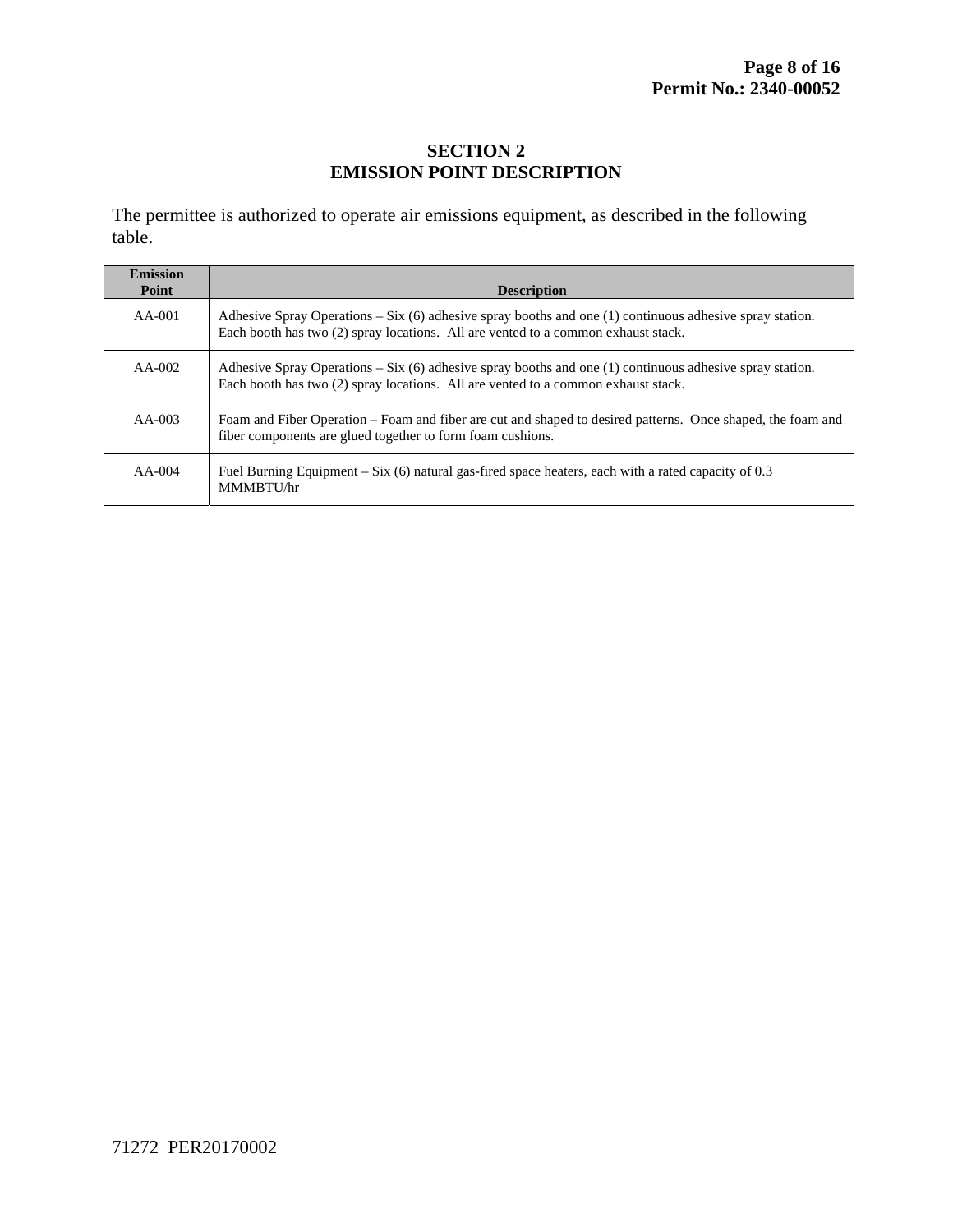# SECTION 2
## EMISSION POINT DESCRIPTION

The permittee is authorized to operate air emissions equipment, as described in the following table.

| Emission Point | Description |
|---|---|
| AA-001 | Adhesive Spray Operations – Six (6) adhesive spray booths and one (1) continuous adhesive spray station. Each booth has two (2) spray locations. All are vented to a common exhaust stack. |
| AA-002 | Adhesive Spray Operations – Six (6) adhesive spray booths and one (1) continuous adhesive spray station. Each booth has two (2) spray locations. All are vented to a common exhaust stack. |
| AA-003 | Foam and Fiber Operation – Foam and fiber are cut and shaped to desired patterns. Once shaped, the foam and fiber components are glued together to form foam cushions. |
| AA-004 | Fuel Burning Equipment – Six (6) natural gas-fired space heaters, each with a rated capacity of 0.3 MMMBTU/hr |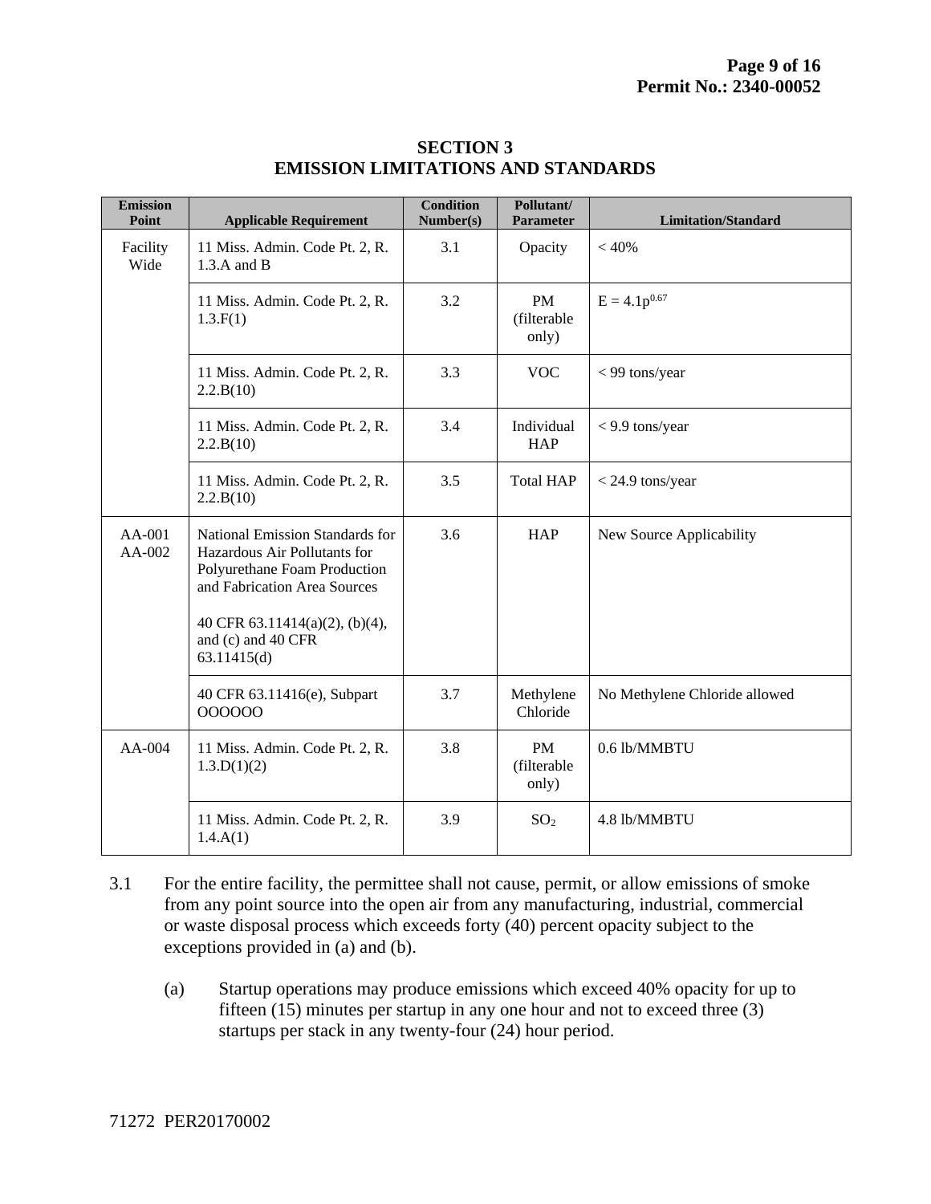## SECTION 3
## EMISSION LIMITATIONS AND STANDARDS

| Emission Point | Applicable Requirement | Condition Number(s) | Pollutant/ Parameter | Limitation/Standard |
|---|---|---|---|---|
| Facility Wide | 11 Miss. Admin. Code Pt. 2, R. 1.3.A and B | 3.1 | Opacity | < 40% |
| | 11 Miss. Admin. Code Pt. 2, R. 1.3.F(1) | 3.2 | PM (filterable only) | $E = 4.1p^{0.67}$ |
| | 11 Miss. Admin. Code Pt. 2, R. 2.2.B(10) | 3.3 | VOC | < 99 tons/year |
| | 11 Miss. Admin. Code Pt. 2, R. 2.2.B(10) | 3.4 | Individual HAP | < 9.9 tons/year |
| | 11 Miss. Admin. Code Pt. 2, R. 2.2.B(10) | 3.5 | Total HAP | < 24.9 tons/year |
| AA-001 AA-002 | National Emission Standards for Hazardous Air Pollutants for Polyurethane Foam Production and Fabrication Area Sources<br><br>40 CFR 63.11414(a)(2), (b)(4), and (c) and 40 CFR 63.11415(d) | 3.6 | HAP | New Source Applicability |
| | 40 CFR 63.11416(e), Subpart OOOOOO | 3.7 | Methylene Chloride | No Methylene Chloride allowed |
| AA-004 | 11 Miss. Admin. Code Pt. 2, R. 1.3.D(1)(2) | 3.8 | PM (filterable only) | 0.6 lb/MMBTU |
| | 11 Miss. Admin. Code Pt. 2, R. 1.4.A(1) | 3.9 | $SO_2$ | 4.8 lb/MMBTU |

3.1 For the entire facility, the permittee shall not cause, permit, or allow emissions of smoke from any point source into the open air from any manufacturing, industrial, commercial or waste disposal process which exceeds forty (40) percent opacity subject to the exceptions provided in (a) and (b).

(a) Startup operations may produce emissions which exceed 40% opacity for up to fifteen (15) minutes per startup in any one hour and not to exceed three (3) startups per stack in any twenty-four (24) hour period.

71272 PER20170002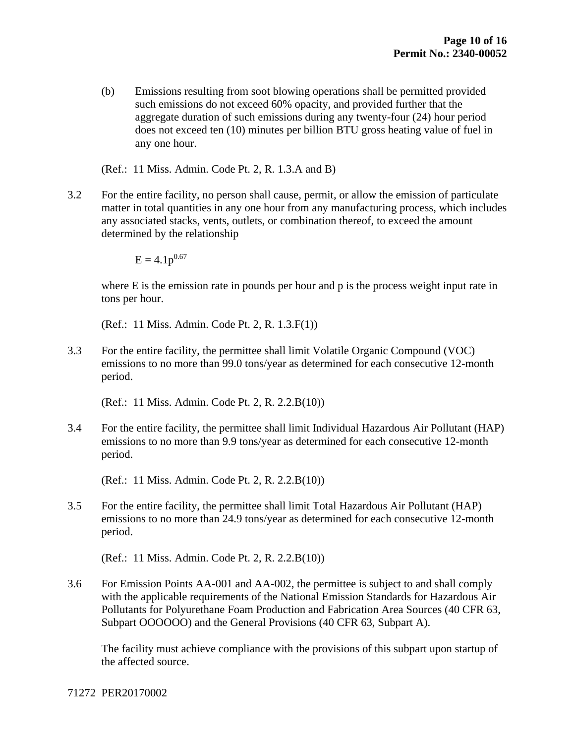(b) Emissions resulting from soot blowing operations shall be permitted provided such emissions do not exceed 60% opacity, and provided further that the aggregate duration of such emissions during any twenty-four (24) hour period does not exceed ten (10) minutes per billion BTU gross heating value of fuel in any one hour.

(Ref.: 11 Miss. Admin. Code Pt. 2, R. 1.3.A and B)

3.2 For the entire facility, no person shall cause, permit, or allow the emission of particulate matter in total quantities in any one hour from any manufacturing process, which includes any associated stacks, vents, outlets, or combination thereof, to exceed the amount determined by the relationship

$$E = 4.1p^{0.67}$$

where E is the emission rate in pounds per hour and p is the process weight input rate in tons per hour.

(Ref.: 11 Miss. Admin. Code Pt. 2, R. 1.3.F(1))

3.3 For the entire facility, the permittee shall limit Volatile Organic Compound (VOC) emissions to no more than 99.0 tons/year as determined for each consecutive 12-month period.

(Ref.: 11 Miss. Admin. Code Pt. 2, R. 2.2.B(10))

3.4 For the entire facility, the permittee shall limit Individual Hazardous Air Pollutant (HAP) emissions to no more than 9.9 tons/year as determined for each consecutive 12-month period.

(Ref.: 11 Miss. Admin. Code Pt. 2, R. 2.2.B(10))

3.5 For the entire facility, the permittee shall limit Total Hazardous Air Pollutant (HAP) emissions to no more than 24.9 tons/year as determined for each consecutive 12-month period.

(Ref.: 11 Miss. Admin. Code Pt. 2, R. 2.2.B(10))

3.6 For Emission Points AA-001 and AA-002, the permittee is subject to and shall comply with the applicable requirements of the National Emission Standards for Hazardous Air Pollutants for Polyurethane Foam Production and Fabrication Area Sources (40 CFR 63, Subpart OOOOOO) and the General Provisions (40 CFR 63, Subpart A).

The facility must achieve compliance with the provisions of this subpart upon startup of the affected source.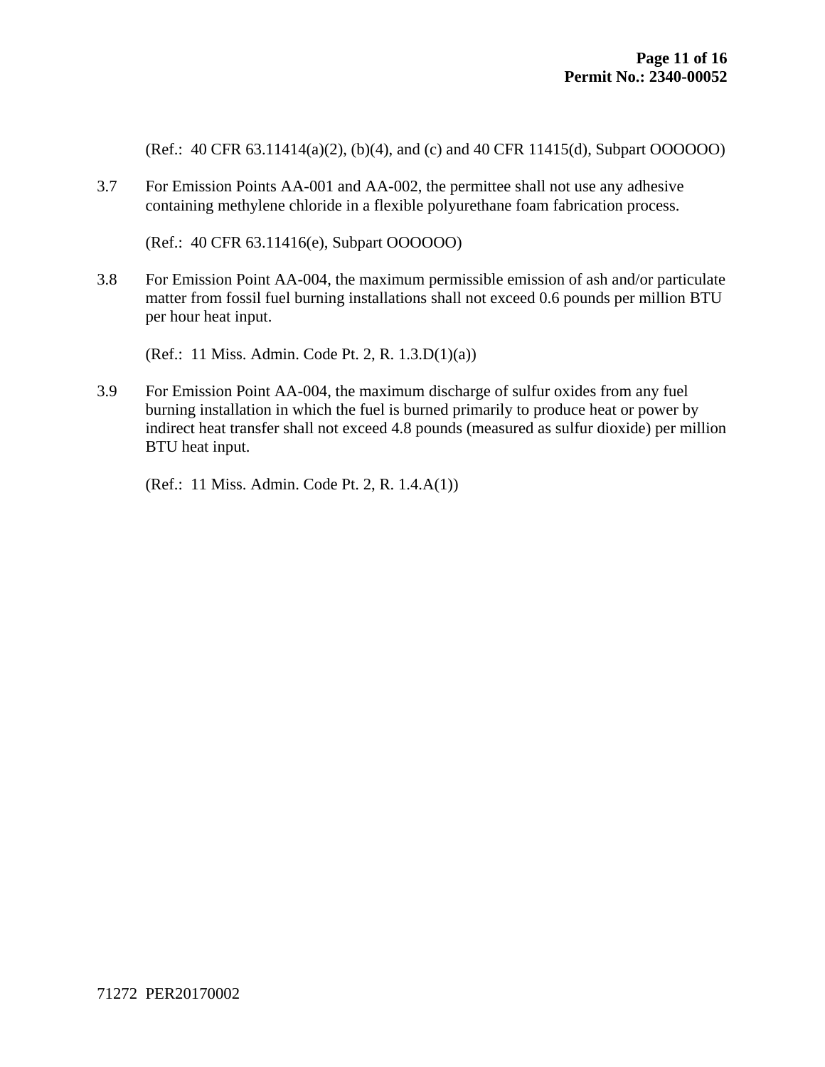(Ref.: 40 CFR 63.11414(a)(2), (b)(4), and (c) and 40 CFR 11415(d), Subpart OOOOOO)

3.7 For Emission Points AA-001 and AA-002, the permittee shall not use any adhesive containing methylene chloride in a flexible polyurethane foam fabrication process.

(Ref.: 40 CFR 63.11416(e), Subpart OOOOOO)

3.8 For Emission Point AA-004, the maximum permissible emission of ash and/or particulate matter from fossil fuel burning installations shall not exceed 0.6 pounds per million BTU per hour heat input.

(Ref.: 11 Miss. Admin. Code Pt. 2, R. 1.3.D(1)(a))

3.9 For Emission Point AA-004, the maximum discharge of sulfur oxides from any fuel burning installation in which the fuel is burned primarily to produce heat or power by indirect heat transfer shall not exceed 4.8 pounds (measured as sulfur dioxide) per million BTU heat input.

(Ref.: 11 Miss. Admin. Code Pt. 2, R. 1.4.A(1))

71272 PER20170002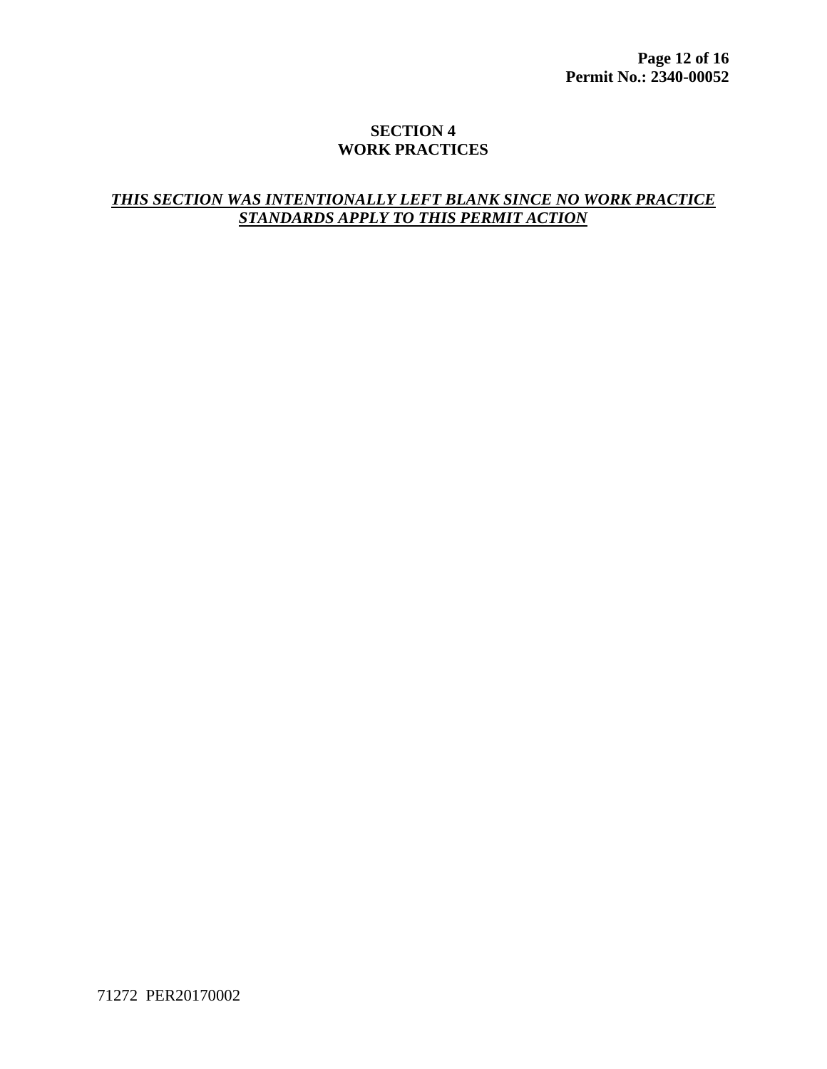# SECTION 4
# WORK PRACTICES

***<u>THIS SECTION WAS INTENTIONALLY LEFT BLANK SINCE NO WORK PRACTICE STANDARDS APPLY TO THIS PERMIT ACTION</u>***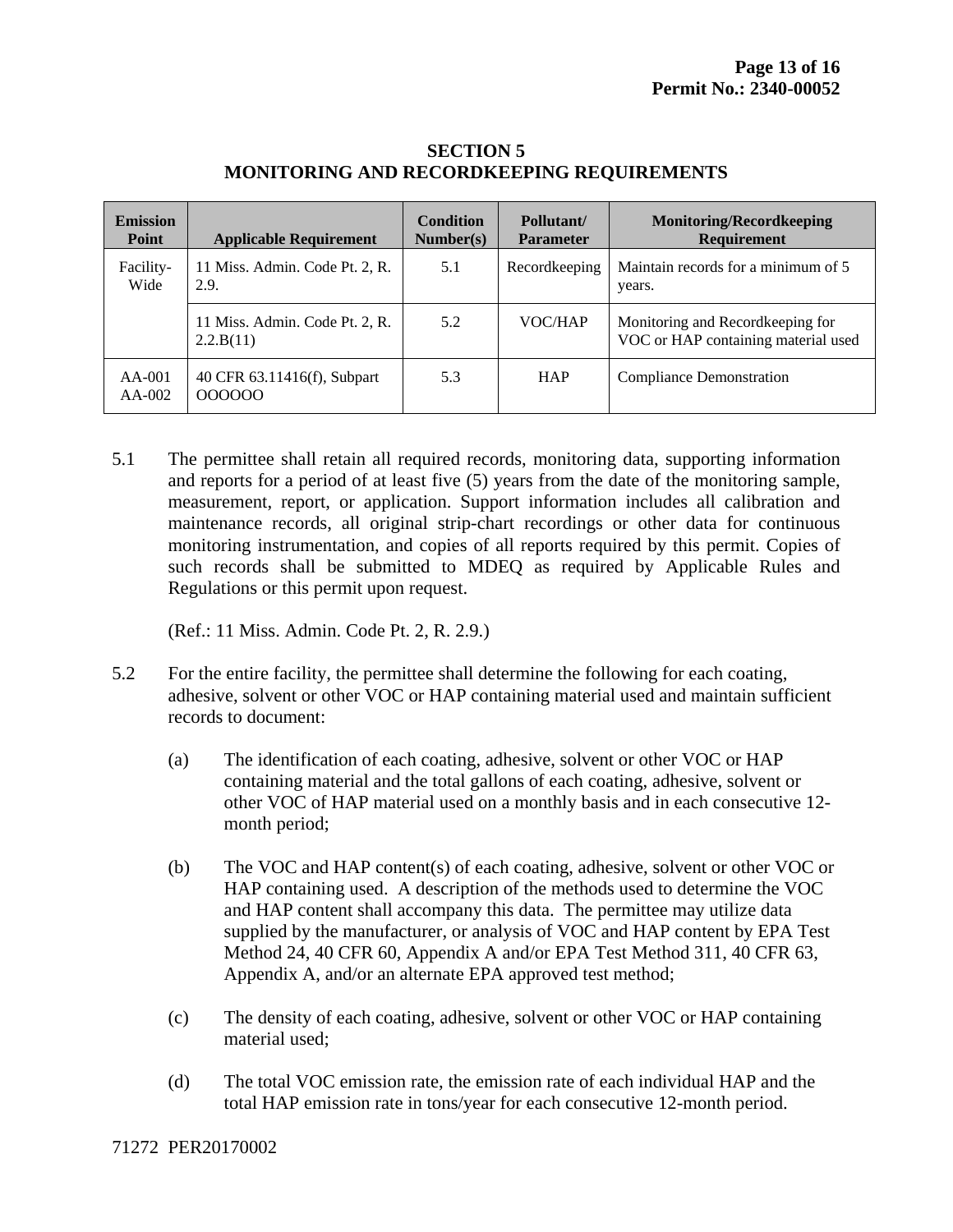## SECTION 5
## MONITORING AND RECORDKEEPING REQUIREMENTS

| Emission Point | Applicable Requirement | Condition Number(s) | Pollutant/ Parameter | Monitoring/Recordkeeping Requirement |
|---|---|---|---|---|
| Facility-Wide | 11 Miss. Admin. Code Pt. 2, R. 2.9. | 5.1 | Recordkeeping | Maintain records for a minimum of 5 years. |
| | 11 Miss. Admin. Code Pt. 2, R. 2.2.B(11) | 5.2 | VOC/HAP | Monitoring and Recordkeeping for VOC or HAP containing material used |
| AA-001 AA-002 | 40 CFR 63.11416(f), Subpart OOOOOO | 5.3 | HAP | Compliance Demonstration |

5.1 The permittee shall retain all required records, monitoring data, supporting information and reports for a period of at least five (5) years from the date of the monitoring sample, measurement, report, or application. Support information includes all calibration and maintenance records, all original strip-chart recordings or other data for continuous monitoring instrumentation, and copies of all reports required by this permit. Copies of such records shall be submitted to MDEQ as required by Applicable Rules and Regulations or this permit upon request.

(Ref.: 11 Miss. Admin. Code Pt. 2, R. 2.9.)

5.2 For the entire facility, the permittee shall determine the following for each coating, adhesive, solvent or other VOC or HAP containing material used and maintain sufficient records to document:

(a) The identification of each coating, adhesive, solvent or other VOC or HAP containing material and the total gallons of each coating, adhesive, solvent or other VOC of HAP material used on a monthly basis and in each consecutive 12-month period;

(b) The VOC and HAP content(s) of each coating, adhesive, solvent or other VOC or HAP containing used. A description of the methods used to determine the VOC and HAP content shall accompany this data. The permittee may utilize data supplied by the manufacturer, or analysis of VOC and HAP content by EPA Test Method 24, 40 CFR 60, Appendix A and/or EPA Test Method 311, 40 CFR 63, Appendix A, and/or an alternate EPA approved test method;

(c) The density of each coating, adhesive, solvent or other VOC or HAP containing material used;

(d) The total VOC emission rate, the emission rate of each individual HAP and the total HAP emission rate in tons/year for each consecutive 12-month period.

71272 PER20170002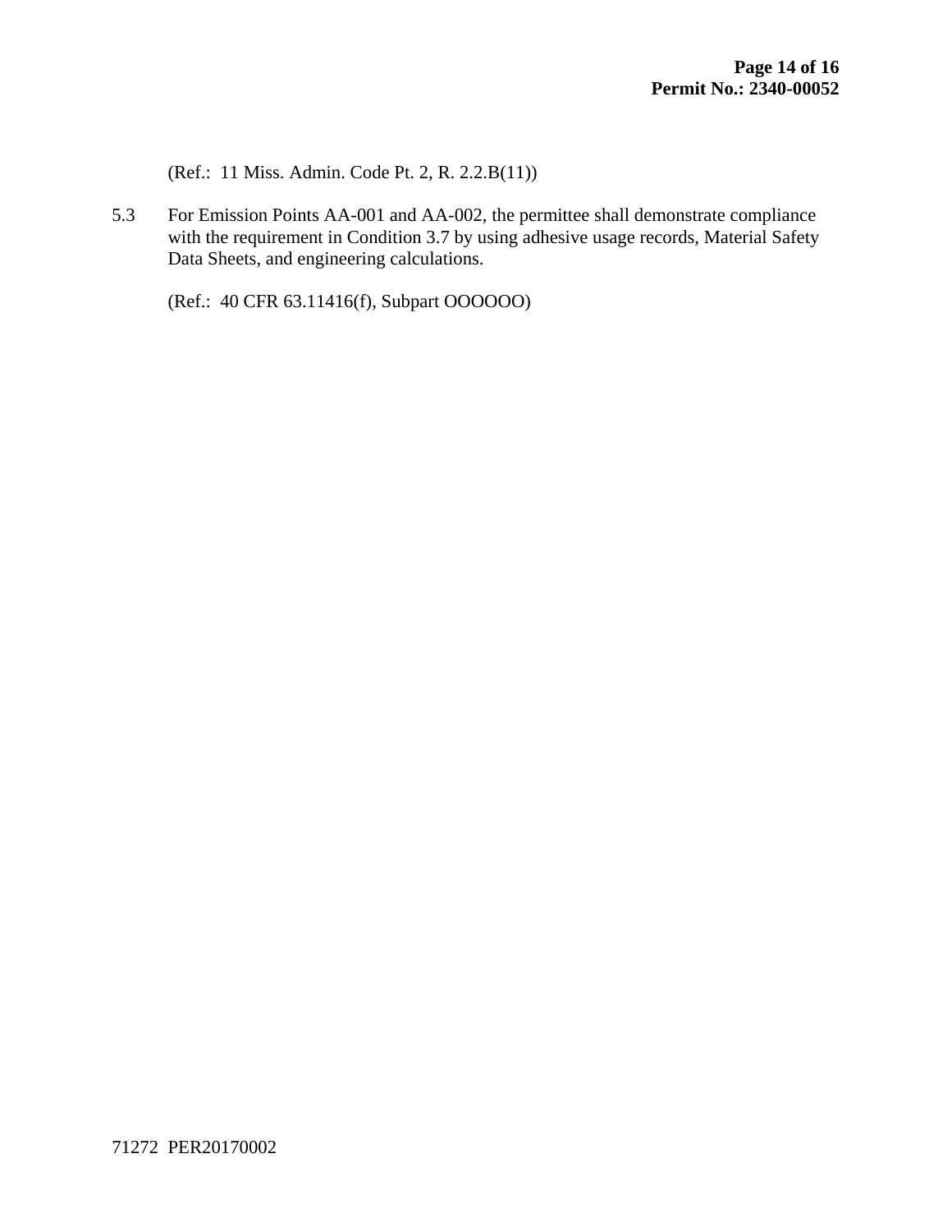(Ref.: 11 Miss. Admin. Code Pt. 2, R. 2.2.B(11))

5.3 For Emission Points AA-001 and AA-002, the permittee shall demonstrate compliance with the requirement in Condition 3.7 by using adhesive usage records, Material Safety Data Sheets, and engineering calculations.

(Ref.: 40 CFR 63.11416(f), Subpart OOOOOO)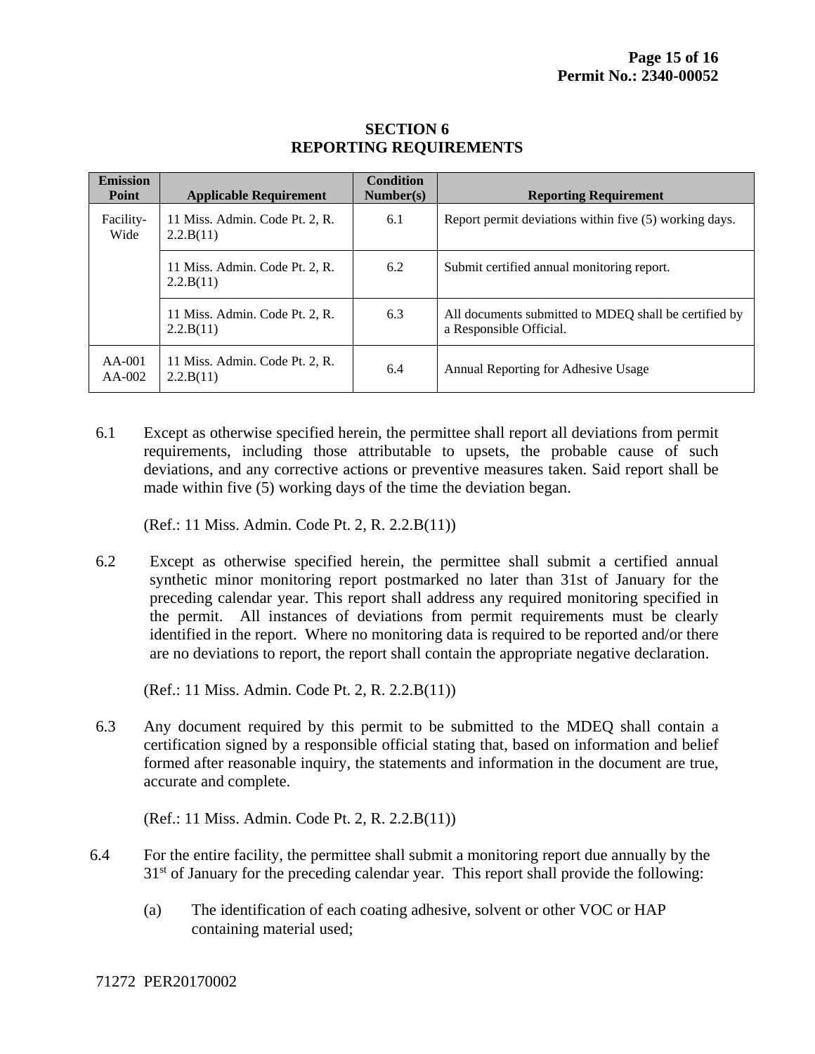# SECTION 6
# REPORTING REQUIREMENTS

| Emission Point | Applicable Requirement | Condition Number(s) | Reporting Requirement |
|---|---|---|---|
| Facility-Wide | 11 Miss. Admin. Code Pt. 2, R. 2.2.B(11) | 6.1 | Report permit deviations within five (5) working days. |
| | 11 Miss. Admin. Code Pt. 2, R. 2.2.B(11) | 6.2 | Submit certified annual monitoring report. |
| | 11 Miss. Admin. Code Pt. 2, R. 2.2.B(11) | 6.3 | All documents submitted to MDEQ shall be certified by a Responsible Official. |
| AA-001 AA-002 | 11 Miss. Admin. Code Pt. 2, R. 2.2.B(11) | 6.4 | Annual Reporting for Adhesive Usage |

6.1 Except as otherwise specified herein, the permittee shall report all deviations from permit requirements, including those attributable to upsets, the probable cause of such deviations, and any corrective actions or preventive measures taken. Said report shall be made within five (5) working days of the time the deviation began.

(Ref.: 11 Miss. Admin. Code Pt. 2, R. 2.2.B(11))

6.2 Except as otherwise specified herein, the permittee shall submit a certified annual synthetic minor monitoring report postmarked no later than 31st of January for the preceding calendar year. This report shall address any required monitoring specified in the permit. All instances of deviations from permit requirements must be clearly identified in the report. Where no monitoring data is required to be reported and/or there are no deviations to report, the report shall contain the appropriate negative declaration.

(Ref.: 11 Miss. Admin. Code Pt. 2, R. 2.2.B(11))

6.3 Any document required by this permit to be submitted to the MDEQ shall contain a certification signed by a responsible official stating that, based on information and belief formed after reasonable inquiry, the statements and information in the document are true, accurate and complete.

(Ref.: 11 Miss. Admin. Code Pt. 2, R. 2.2.B(11))

6.4 For the entire facility, the permittee shall submit a monitoring report due annually by the 31st of January for the preceding calendar year. This report shall provide the following:

(a) The identification of each coating adhesive, solvent or other VOC or HAP containing material used;

71272 PER20170002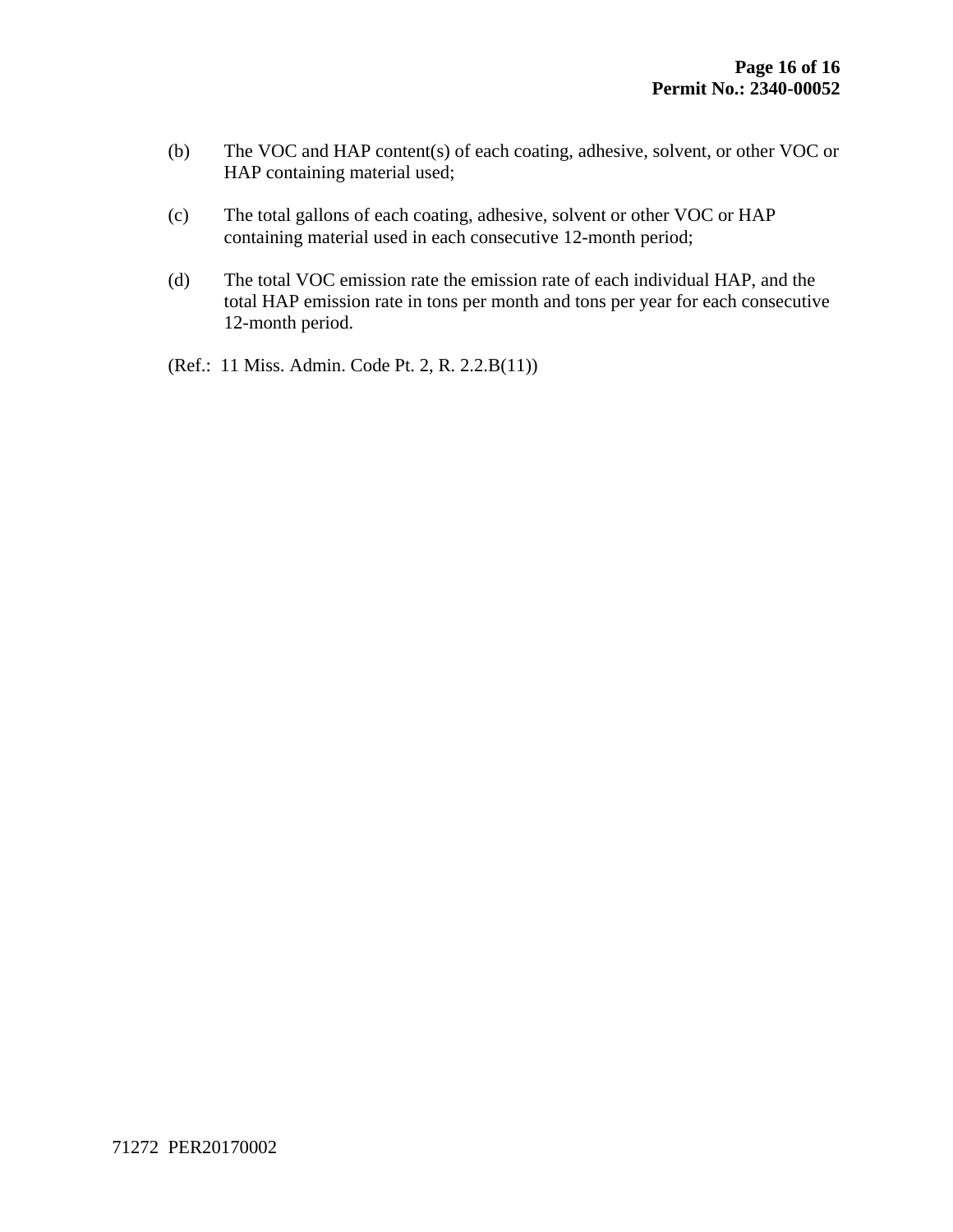(b) The VOC and HAP content(s) of each coating, adhesive, solvent, or other VOC or HAP containing material used;

(c) The total gallons of each coating, adhesive, solvent or other VOC or HAP containing material used in each consecutive 12-month period;

(d) The total VOC emission rate the emission rate of each individual HAP, and the total HAP emission rate in tons per month and tons per year for each consecutive 12-month period.

(Ref.: 11 Miss. Admin. Code Pt. 2, R. 2.2.B(11))

71272 PER20170002